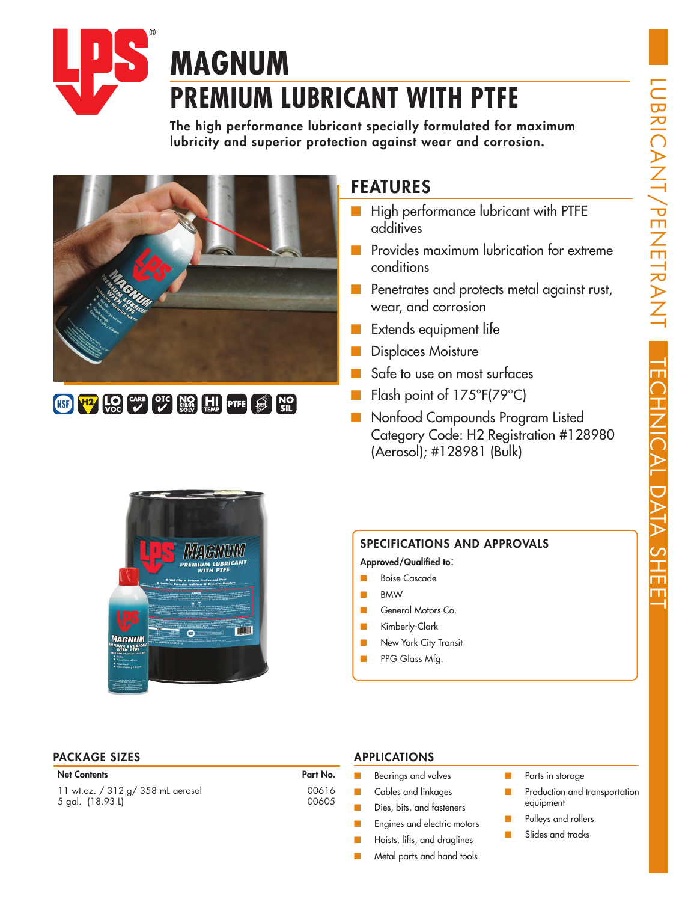# MAGNUM

# PREMIUM LUBRICANT WITH PTFE

**The high performance lubricant specially formulated for maximum lubricity and superior protection against wear and corrosion.**

## FEATURES

- High performance lubricant with PTFE additives
- Provides maximum lubrication for extreme conditions
- Penetrates and protects metal against rust, wear, and corrosion
- Extends equipment life
- Displaces Moisture
- Safe to use on most surfaces
- Flash point of 175°F(79°C)
- Nonfood Compounds Program Listed Category Code: H2 Registration #128980 (Aerosol); #128981 (Bulk)

## SPECIFICATIONS AND APPROVALS

**Approved/Qualified to:**

- Boise Cascade
- BMW
- General Motors Co.
- Kimberly-Clark
- New York City Transit
- PPG Glass Mfg.

## PACKAGE SIZES

| Net Contents | Part No. |
|---|---|
| 11 wt.oz. / 312 g/ 358 mL aerosol | 00616 |
| 5 gal. (18.93 L) | 00605 |

## APPLICATIONS

- Bearings and valves
- Cables and linkages
- Dies, bits, and fasteners
- Engines and electric motors
- Hoists, lifts, and draglines
- Metal parts and hand tools
- Parts in storage
- Production and transportation equipment
- Pulleys and rollers
- Slides and tracks

LUBRICANT/PENETRANT TECHNICAL DATA SHEET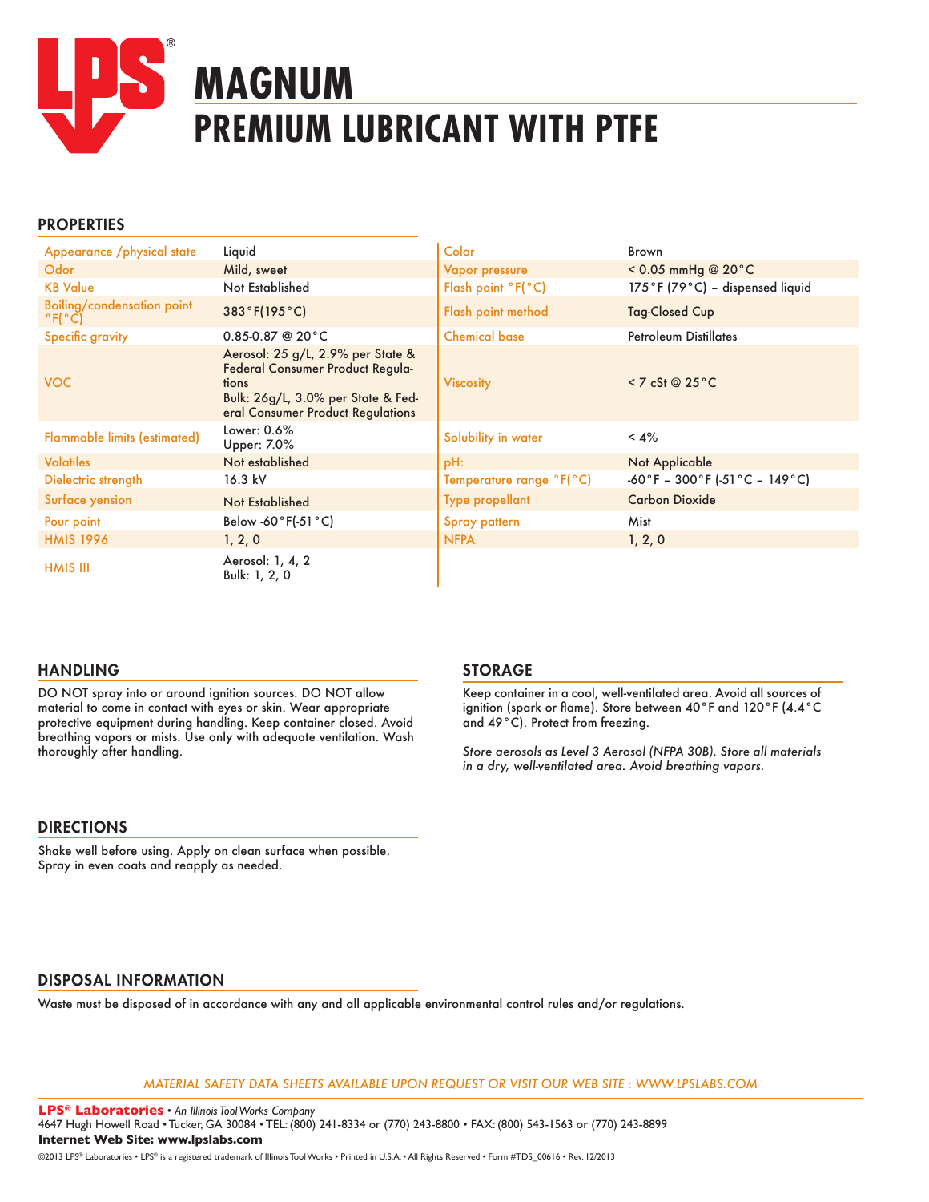# MAGNUM
# PREMIUM LUBRICANT WITH PTFE

## PROPERTIES

| | | | |
|---|---|---|---|
| Appearance /physical state | Liquid | Color | Brown |
| Odor | Mild, sweet | Vapor pressure | < 0.05 mmHg @ 20°C |
| KB Value | Not Established | Flash point °F(°C) | 175°F (79°C) – dispensed liquid |
| Boiling/condensation point °F(°C) | 383°F(195°C) | Flash point method | Tag-Closed Cup |
| Specific gravity | 0.85-0.87 @ 20°C | Chemical base | Petroleum Distillates |
| VOC | Aerosol: 25 g/L, 2.9% per State & Federal Consumer Product Regulations<br>Bulk: 26g/L, 3.0% per State & Federal Consumer Product Regulations | Viscosity | < 7 cSt @ 25°C |
| Flammable limits (estimated) | Lower: 0.6%<br>Upper: 7.0% | Solubility in water | < 4% |
| Volatiles | Not established | pH: | Not Applicable |
| Dielectric strength | 16.3 kV | Temperature range °F(°C) | -60°F – 300°F (-51°C – 149°C) |
| Surface yension | Not Established | Type propellant | Carbon Dioxide |
| Pour point | Below -60°F(-51°C) | Spray pattern | Mist |
| HMIS 1996 | 1, 2, 0 | NFPA | 1, 2, 0 |
| HMIS III | Aerosol: 1, 4, 2<br>Bulk: 1, 2, 0 | | |

## HANDLING

DO NOT spray into or around ignition sources. DO NOT allow material to come in contact with eyes or skin. Wear appropriate protective equipment during handling. Keep container closed. Avoid breathing vapors or mists. Use only with adequate ventilation. Wash thoroughly after handling.

## STORAGE

Keep container in a cool, well-ventilated area. Avoid all sources of ignition (spark or flame). Store between 40°F and 120°F (4.4°C and 49°C). Protect from freezing.

*Store aerosols as Level 3 Aerosol (NFPA 30B). Store all materials in a dry, well-ventilated area. Avoid breathing vapors.*

## DIRECTIONS

Shake well before using. Apply on clean surface when possible. Spray in even coats and reapply as needed.

## DISPOSAL INFORMATION

Waste must be disposed of in accordance with any and all applicable environmental control rules and/or regulations.

*MATERIAL SAFETY DATA SHEETS AVAILABLE UPON REQUEST OR VISIT OUR WEB SITE : WWW.LPSLABS.COM*

**LPS® Laboratories** • *An Illinois Tool Works Company*
4647 Hugh Howell Road • Tucker, GA 30084 • TEL: (800) 241-8334 or (770) 243-8800 • FAX: (800) 543-1563 or (770) 243-8899
**Internet Web Site: www.lpslabs.com**

©2013 LPS® Laboratories • LPS® is a registered trademark of Illinois Tool Works • Printed in U.S.A. • All Rights Reserved • Form #TDS_00616 • Rev. 12/2013